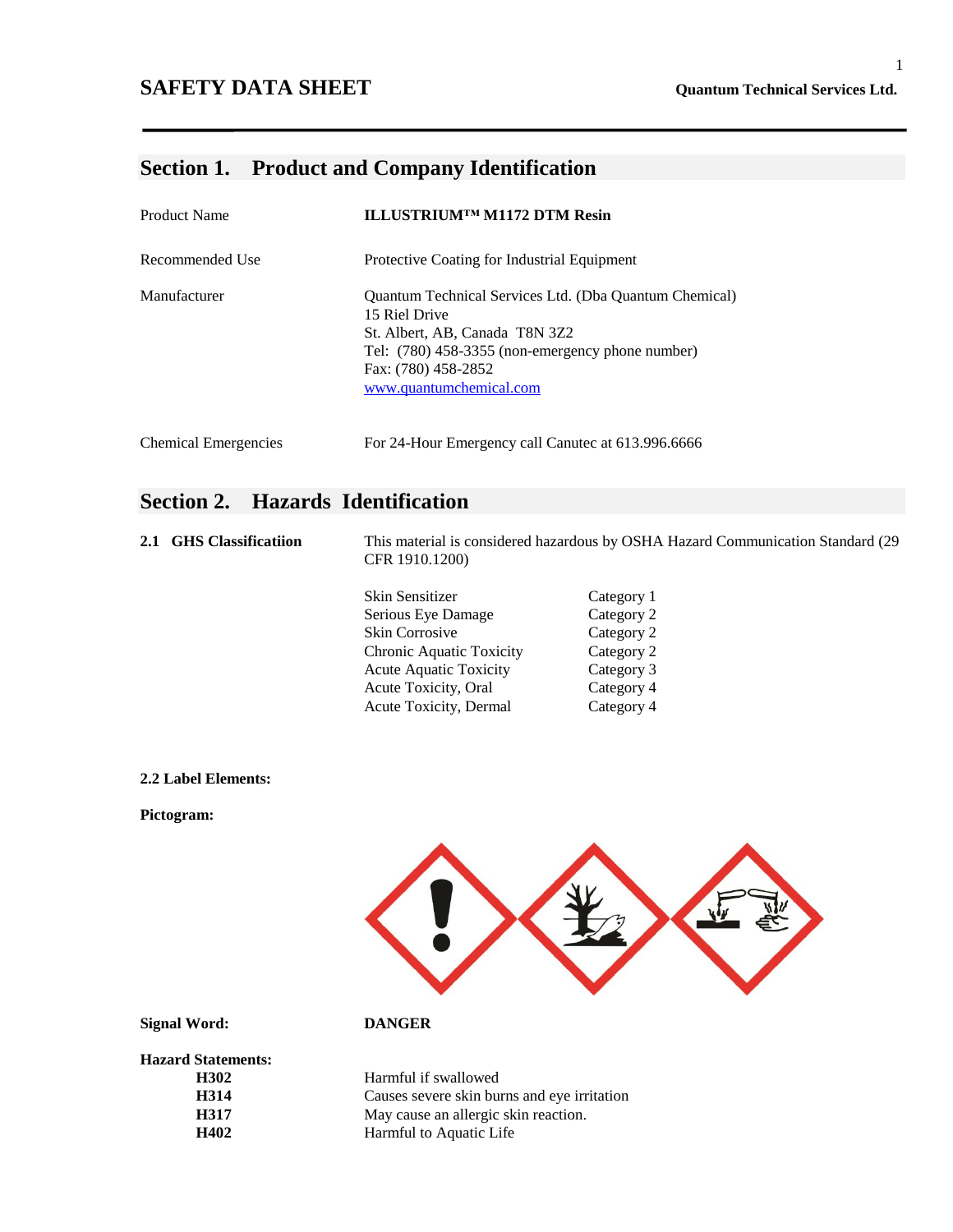# SAFETY DATA SHEET

**Quantum Technical Services Ltd.**

## Section 1. Product and Company Identification

| | |
|---|---|
| Product Name | **ILLUSTRIUM™ M1172 DTM Resin** |
| Recommended Use | Protective Coating for Industrial Equipment |
| Manufacturer | Quantum Technical Services Ltd. (Dba Quantum Chemical)<br>15 Riel Drive<br>St. Albert, AB, Canada T8N 3Z2<br>Tel: (780) 458-3355 (non-emergency phone number)<br>Fax: (780) 458-2852<br>www.quantumchemical.com |
| Chemical Emergencies | For 24-Hour Emergency call Canutec at 613.996.6666 |

## Section 2. Hazards Identification

**2.1 GHS Classificatiion**

This material is considered hazardous by OSHA Hazard Communication Standard (29 CFR 1910.1200)

| | |
|---|---|
| Skin Sensitizer | Category 1 |
| Serious Eye Damage | Category 2 |
| Skin Corrosive | Category 2 |
| Chronic Aquatic Toxicity | Category 2 |
| Acute Aquatic Toxicity | Category 3 |
| Acute Toxicity, Oral | Category 4 |
| Acute Toxicity, Dermal | Category 4 |

**2.2 Label Elements:**

**Pictogram:**

**Signal Word:** **DANGER**

**Hazard Statements:**

| | |
|---|---|
| **H302** | Harmful if swallowed |
| **H314** | Causes severe skin burns and eye irritation |
| **H317** | May cause an allergic skin reaction. |
| **H402** | Harmful to Aquatic Life |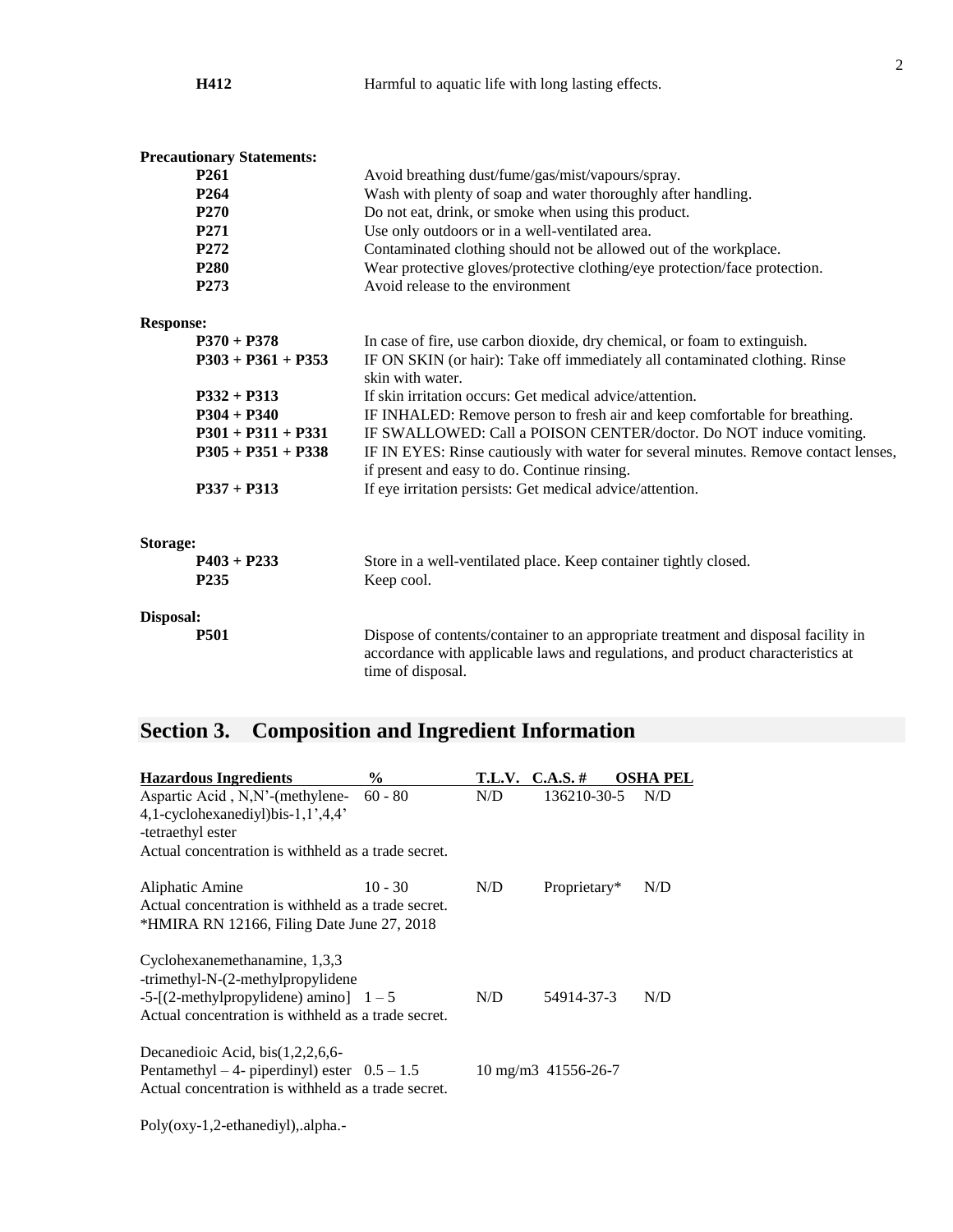| | |
|---|---|
| **H412** | Harmful to aquatic life with long lasting effects. |

**Precautionary Statements:**

| | |
|---|---|
| **P261** | Avoid breathing dust/fume/gas/mist/vapours/spray. |
| **P264** | Wash with plenty of soap and water thoroughly after handling. |
| **P270** | Do not eat, drink, or smoke when using this product. |
| **P271** | Use only outdoors or in a well-ventilated area. |
| **P272** | Contaminated clothing should not be allowed out of the workplace. |
| **P280** | Wear protective gloves/protective clothing/eye protection/face protection. |
| **P273** | Avoid release to the environment |

**Response:**

| | |
|---|---|
| **P370 + P378** | In case of fire, use carbon dioxide, dry chemical, or foam to extinguish. |
| **P303 + P361 + P353** | IF ON SKIN (or hair): Take off immediately all contaminated clothing. Rinse skin with water. |
| **P332 + P313** | If skin irritation occurs: Get medical advice/attention. |
| **P304 + P340** | IF INHALED: Remove person to fresh air and keep comfortable for breathing. |
| **P301 + P311 + P331** | IF SWALLOWED: Call a POISON CENTER/doctor. Do NOT induce vomiting. |
| **P305 + P351 + P338** | IF IN EYES: Rinse cautiously with water for several minutes. Remove contact lenses, if present and easy to do. Continue rinsing. |
| **P337 + P313** | If eye irritation persists: Get medical advice/attention. |

**Storage:**

| | |
|---|---|
| **P403 + P233** | Store in a well-ventilated place. Keep container tightly closed. |
| **P235** | Keep cool. |

**Disposal:**

| | |
|---|---|
| **P501** | Dispose of contents/container to an appropriate treatment and disposal facility in accordance with applicable laws and regulations, and product characteristics at time of disposal. |

## Section 3. Composition and Ingredient Information

| Hazardous Ingredients | % | T.L.V. | C.A.S. # | OSHA PEL |
|---|---|---|---|---|
| Aspartic Acid , N,N'-(methylene-4,1-cyclohexanediyl)bis-1,1',4,4'-tetraethyl ester<br>Actual concentration is withheld as a trade secret. | 60 - 80 | N/D | 136210-30-5 | N/D |
| Aliphatic Amine<br>Actual concentration is withheld as a trade secret.<br>*HMIRA RN 12166, Filing Date June 27, 2018 | 10 - 30 | N/D | Proprietary* | N/D |
| Cyclohexanemethanamine, 1,3,3-trimethyl-N-(2-methylpropylidene-5-[(2-methylpropylidene) amino]<br>Actual concentration is withheld as a trade secret. | 1 – 5 | N/D | 54914-37-3 | N/D |
| Decanedioic Acid, bis(1,2,2,6,6-Pentamethyl – 4- piperdinyl) ester<br>Actual concentration is withheld as a trade secret. | 0.5 – 1.5 | 10 mg/m3 | 41556-26-7 | |
| Poly(oxy-1,2-ethanediyl),.alpha.- | | | | |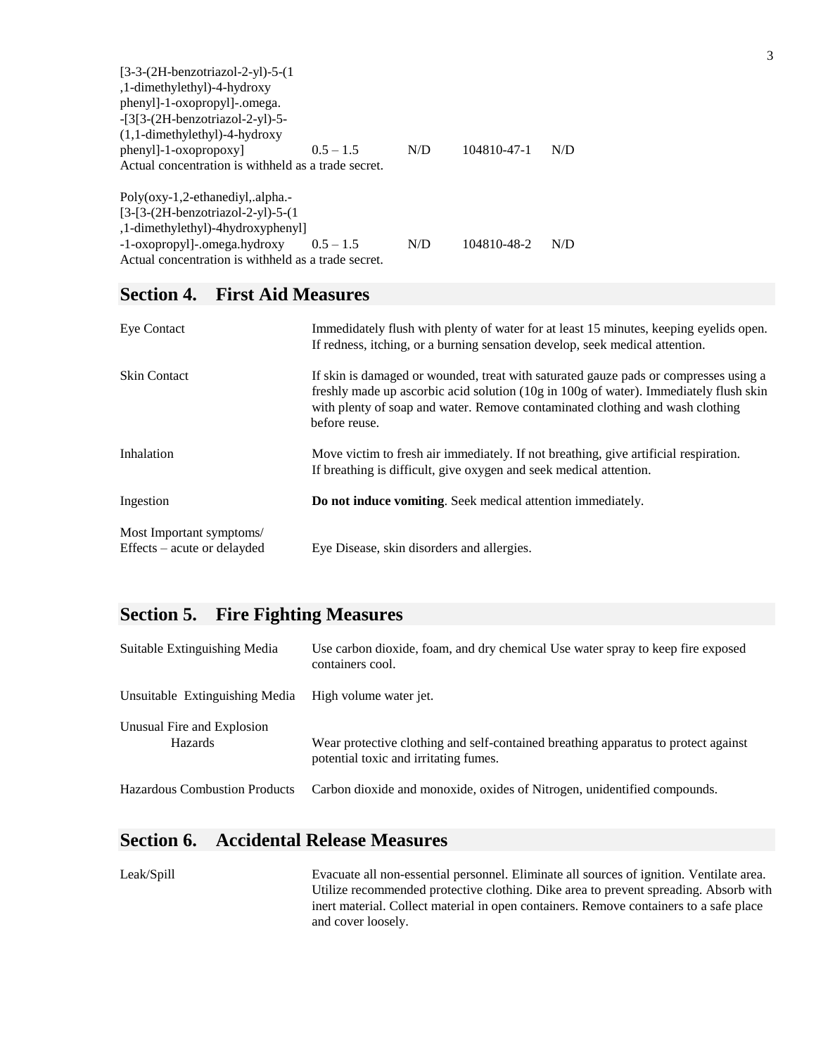| | | | | |
|---|---|---|---|---|
| [3-3-(2H-benzotriazol-2-yl)-5-(1,1-dimethylethyl)-4-hydroxy phenyl]-1-oxopropyl]-.omega.-[3[3-(2H-benzotriazol-2-yl)-5-(1,1-dimethylethyl)-4-hydroxy phenyl]-1-oxopropoxy] | 0.5 – 1.5 | N/D | 104810-47-1 | N/D |
| Actual concentration is withheld as a trade secret. | | | | |
| Poly(oxy-1,2-ethanediyl,.alpha.-[3-[3-(2H-benzotriazol-2-yl)-5-(1,1-dimethylethyl)-4hydroxyphenyl]-1-oxopropyl]-.omega.hydroxy | 0.5 – 1.5 | N/D | 104810-48-2 | N/D |
| Actual concentration is withheld as a trade secret. | | | | |

## Section 4. First Aid Measures

| | |
|---|---|
| Eye Contact | Immedidately flush with plenty of water for at least 15 minutes, keeping eyelids open. If redness, itching, or a burning sensation develop, seek medical attention. |
| Skin Contact | If skin is damaged or wounded, treat with saturated gauze pads or compresses using a freshly made up ascorbic acid solution (10g in 100g of water). Immediately flush skin with plenty of soap and water. Remove contaminated clothing and wash clothing before reuse. |
| Inhalation | Move victim to fresh air immediately. If not breathing, give artificial respiration. If breathing is difficult, give oxygen and seek medical attention. |
| Ingestion | **Do not induce vomiting**. Seek medical attention immediately. |
| Most Important symptoms/ Effects – acute or delayded | Eye Disease, skin disorders and allergies. |

## Section 5. Fire Fighting Measures

| | |
|---|---|
| Suitable Extinguishing Media | Use carbon dioxide, foam, and dry chemical Use water spray to keep fire exposed containers cool. |
| Unsuitable Extinguishing Media | High volume water jet. |
| Unusual Fire and Explosion Hazards | Wear protective clothing and self-contained breathing apparatus to protect against potential toxic and irritating fumes. |
| Hazardous Combustion Products | Carbon dioxide and monoxide, oxides of Nitrogen, unidentified compounds. |

## Section 6. Accidental Release Measures

| | |
|---|---|
| Leak/Spill | Evacuate all non-essential personnel. Eliminate all sources of ignition. Ventilate area. Utilize recommended protective clothing. Dike area to prevent spreading. Absorb with inert material. Collect material in open containers. Remove containers to a safe place and cover loosely. |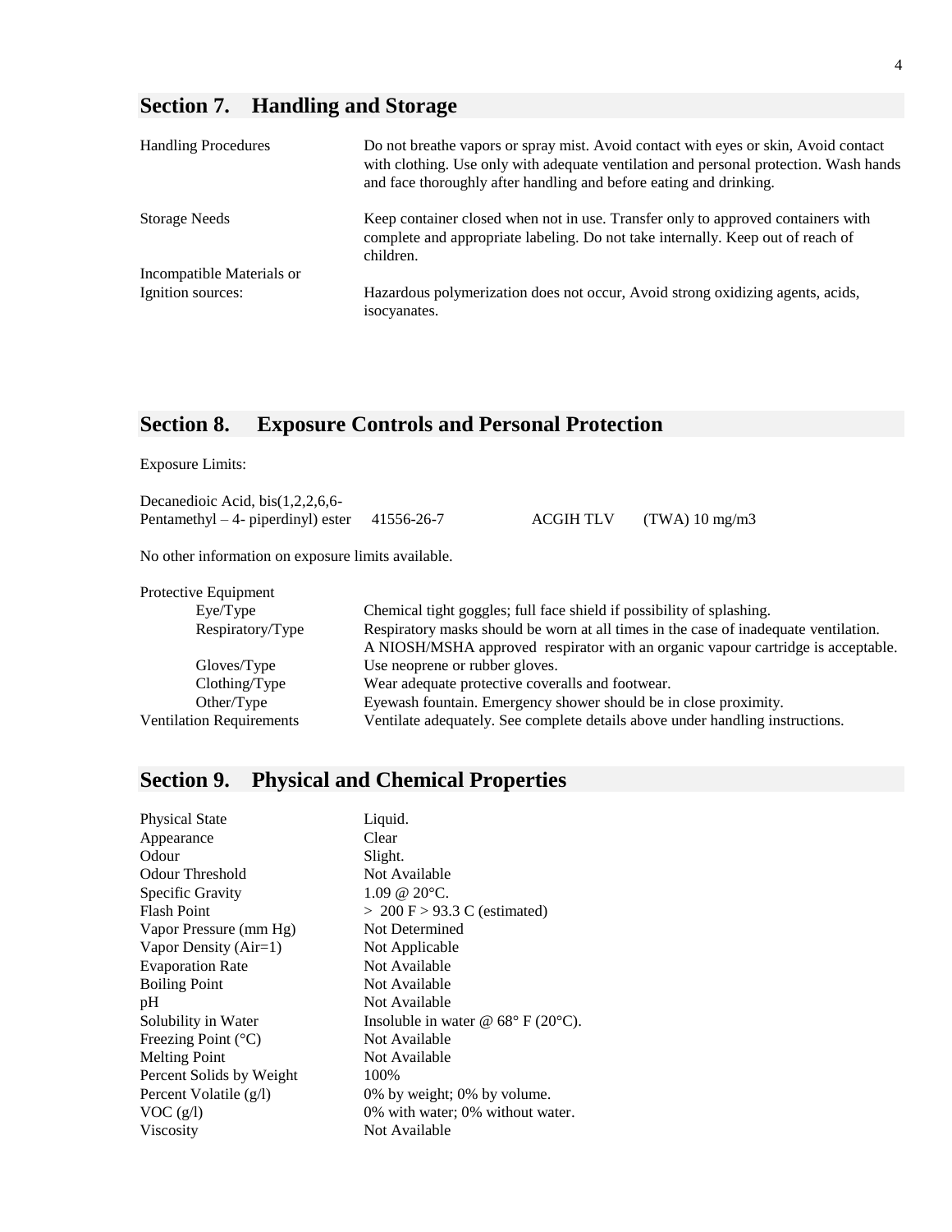## Section 7. Handling and Storage

| | |
|---|---|
| Handling Procedures | Do not breathe vapors or spray mist. Avoid contact with eyes or skin, Avoid contact with clothing. Use only with adequate ventilation and personal protection. Wash hands and face thoroughly after handling and before eating and drinking. |
| Storage Needs | Keep container closed when not in use. Transfer only to approved containers with complete and appropriate labeling. Do not take internally. Keep out of reach of children. |
| Incompatible Materials or Ignition sources: | Hazardous polymerization does not occur, Avoid strong oxidizing agents, acids, isocyanates. |

## Section 8. Exposure Controls and Personal Protection

Exposure Limits:

| | | | |
|---|---|---|---|
| Decanedioic Acid, bis(1,2,2,6,6-Pentamethyl – 4- piperdinyl) ester | 41556-26-7 | ACGIH TLV | (TWA) 10 mg/m3 |

No other information on exposure limits available.

Protective Equipment

| | |
|---|---|
| Eye/Type | Chemical tight goggles; full face shield if possibility of splashing. |
| Respiratory/Type | Respiratory masks should be worn at all times in the case of inadequate ventilation. A NIOSH/MSHA approved respirator with an organic vapour cartridge is acceptable. |
| Gloves/Type | Use neoprene or rubber gloves. |
| Clothing/Type | Wear adequate protective coveralls and footwear. |
| Other/Type | Eyewash fountain. Emergency shower should be in close proximity. |
| Ventilation Requirements | Ventilate adequately. See complete details above under handling instructions. |

## Section 9. Physical and Chemical Properties

| | |
|---|---|
| Physical State | Liquid. |
| Appearance | Clear |
| Odour | Slight. |
| Odour Threshold | Not Available |
| Specific Gravity | 1.09 @ 20°C. |
| Flash Point | > 200 F > 93.3 C (estimated) |
| Vapor Pressure (mm Hg) | Not Determined |
| Vapor Density (Air=1) | Not Applicable |
| Evaporation Rate | Not Available |
| Boiling Point | Not Available |
| pH | Not Available |
| Solubility in Water | Insoluble in water @ 68° F (20°C). |
| Freezing Point (°C) | Not Available |
| Melting Point | Not Available |
| Percent Solids by Weight | 100% |
| Percent Volatile (g/l) | 0% by weight; 0% by volume. |
| VOC (g/l) | 0% with water; 0% without water. |
| Viscosity | Not Available |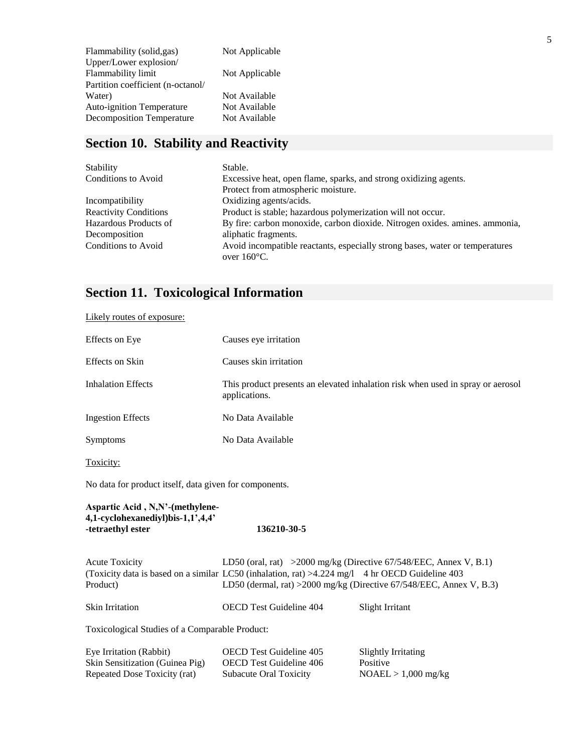| | |
|---|---|
| Flammability (solid,gas) | Not Applicable |
| Upper/Lower explosion/ Flammability limit | Not Applicable |
| Partition coefficient (n-octanol/ Water) | Not Available |
| Auto-ignition Temperature | Not Available |
| Decomposition Temperature | Not Available |

## Section 10. Stability and Reactivity

| | |
|---|---|
| Stability | Stable. |
| Conditions to Avoid | Excessive heat, open flame, sparks, and strong oxidizing agents. Protect from atmospheric moisture. |
| Incompatibility | Oxidizing agents/acids. |
| Reactivity Conditions | Product is stable; hazardous polymerization will not occur. |
| Hazardous Products of Decomposition | By fire: carbon monoxide, carbon dioxide. Nitrogen oxides. amines. ammonia, aliphatic fragments. |
| Conditions to Avoid | Avoid incompatible reactants, especially strong bases, water or temperatures over 160°C. |

## Section 11. Toxicological Information

Likely routes of exposure:

| | |
|---|---|
| Effects on Eye | Causes eye irritation |
| Effects on Skin | Causes skin irritation |
| Inhalation Effects | This product presents an elevated inhalation risk when used in spray or aerosol applications. |
| Ingestion Effects | No Data Available |
| Symptoms | No Data Available |

Toxicity:

No data for product itself, data given for components.

**Aspartic Acid , N,N'-(methylene-4,1-cyclohexanediyl)bis-1,1',4,4' -tetraethyl ester** **136210-30-5**

| | |
|---|---|
| Acute Toxicity (Toxicity data is based on a similar Product) | LD50 (oral, rat) >2000 mg/kg (Directive 67/548/EEC, Annex V, B.1)<br>LC50 (inhalation, rat) >4.224 mg/l 4 hr OECD Guideline 403<br>LD50 (dermal, rat) >2000 mg/kg (Directive 67/548/EEC, Annex V, B.3) |

| | | |
|---|---|---|
| Skin Irritation | OECD Test Guideline 404 | Slight Irritant |

Toxicological Studies of a Comparable Product:

| | | |
|---|---|---|
| Eye Irritation (Rabbit) | OECD Test Guideline 405 | Slightly Irritating |
| Skin Sensitization (Guinea Pig) | OECD Test Guideline 406 | Positive |
| Repeated Dose Toxicity (rat) | Subacute Oral Toxicity | NOAEL > 1,000 mg/kg |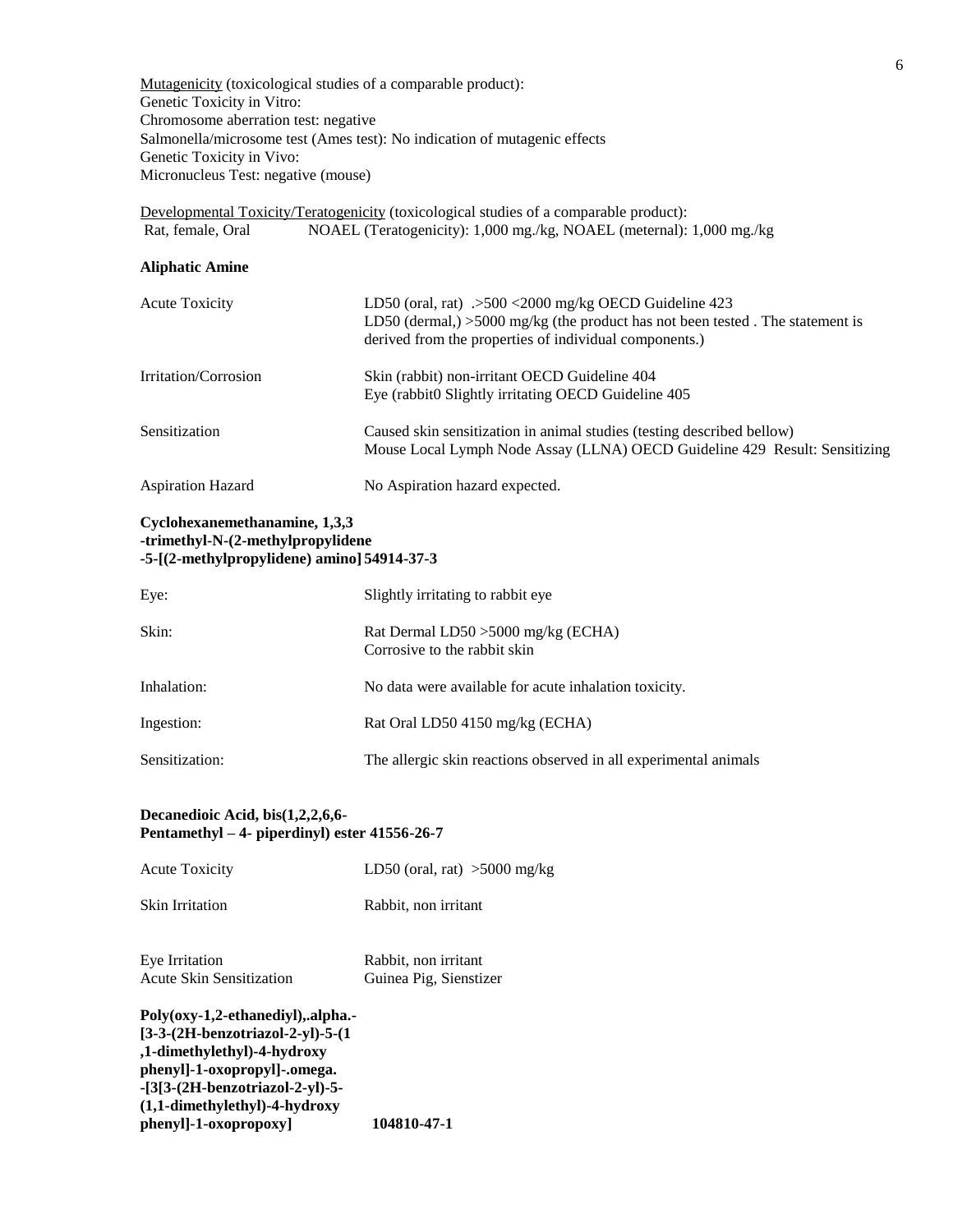Mutagenicity (toxicological studies of a comparable product):
Genetic Toxicity in Vitro:
Chromosome aberration test: negative
Salmonella/microsome test (Ames test): No indication of mutagenic effects
Genetic Toxicity in Vivo:
Micronucleus Test: negative (mouse)

Developmental Toxicity/Teratogenicity (toxicological studies of a comparable product):
Rat, female, Oral NOAEL (Teratogenicity): 1,000 mg./kg, NOAEL (meternal): 1,000 mg./kg

**Aliphatic Amine**

| | |
|---|---|
| Acute Toxicity | LD50 (oral, rat) .>500 <2000 mg/kg OECD Guideline 423<br>LD50 (dermal,) >5000 mg/kg (the product has not been tested . The statement is derived from the properties of individual components.) |
| Irritation/Corrosion | Skin (rabbit) non-irritant OECD Guideline 404<br>Eye (rabbit0 Slightly irritating OECD Guideline 405 |
| Sensitization | Caused skin sensitization in animal studies (testing described bellow)<br>Mouse Local Lymph Node Assay (LLNA) OECD Guideline 429 Result: Sensitizing |
| Aspiration Hazard | No Aspiration hazard expected. |

**Cyclohexanemethanamine, 1,3,3 -trimethyl-N-(2-methylpropylidene -5-[(2-methylpropylidene) amino] 54914-37-3**

| | |
|---|---|
| Eye: | Slightly irritating to rabbit eye |
| Skin: | Rat Dermal LD50 >5000 mg/kg (ECHA)<br>Corrosive to the rabbit skin |
| Inhalation: | No data were available for acute inhalation toxicity. |
| Ingestion: | Rat Oral LD50 4150 mg/kg (ECHA) |
| Sensitization: | The allergic skin reactions observed in all experimental animals |

**Decanedioic Acid, bis(1,2,2,6,6-Pentamethyl – 4- piperdinyl) ester 41556-26-7**

| | |
|---|---|
| Acute Toxicity | LD50 (oral, rat) >5000 mg/kg |
| Skin Irritation | Rabbit, non irritant |
| Eye Irritation | Rabbit, non irritant |
| Acute Skin Sensitization | Guinea Pig, Sienstizer |

**Poly(oxy-1,2-ethanediyl),.alpha.-[3-3-(2H-benzotriazol-2-yl)-5-(1,1-dimethylethyl)-4-hydroxy phenyl]-1-oxopropyl]-.omega.-[3[3-(2H-benzotriazol-2-yl)-5-(1,1-dimethylethyl)-4-hydroxy phenyl]-1-oxopropoxy] 104810-47-1**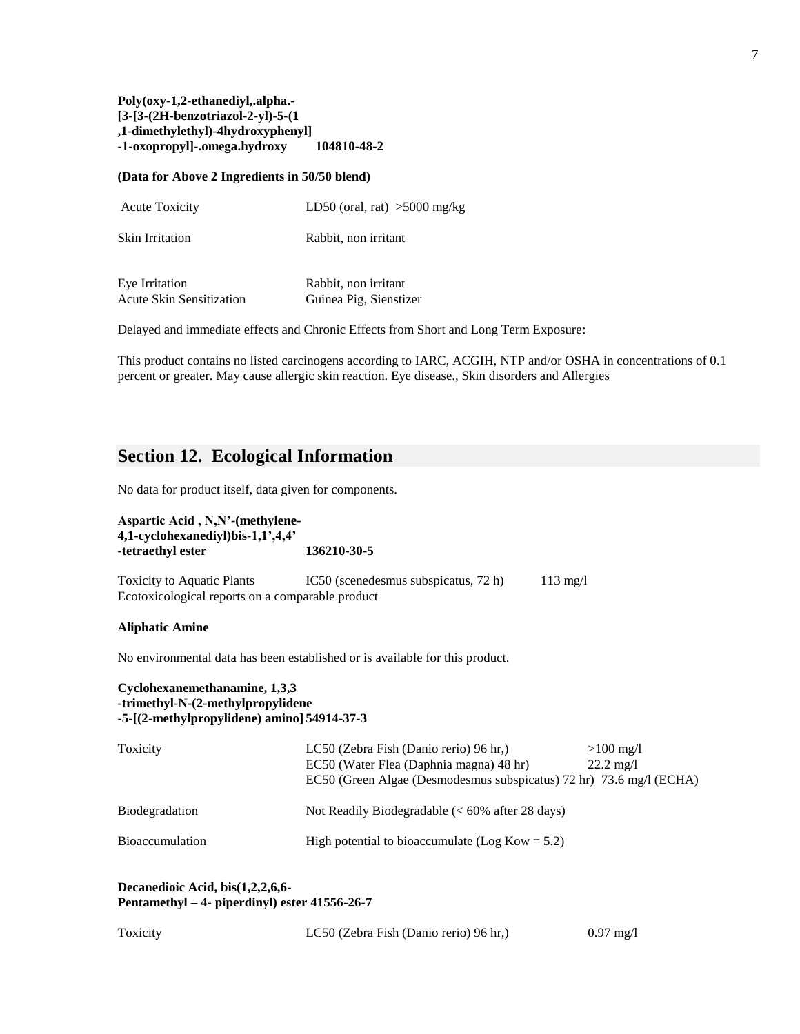**Poly(oxy-1,2-ethanediyl,.alpha.-[3-[3-(2H-benzotriazol-2-yl)-5-(1,1-dimethylethyl)-4hydroxyphenyl]-1-oxopropyl]-.omega.hydroxy 104810-48-2**

**(Data for Above 2 Ingredients in 50/50 blend)**

| | |
|---|---|
| Acute Toxicity | LD50 (oral, rat) >5000 mg/kg |
| Skin Irritation | Rabbit, non irritant |
| Eye Irritation | Rabbit, non irritant |
| Acute Skin Sensitization | Guinea Pig, Sienstizer |

Delayed and immediate effects and Chronic Effects from Short and Long Term Exposure:

This product contains no listed carcinogens according to IARC, ACGIH, NTP and/or OSHA in concentrations of 0.1 percent or greater. May cause allergic skin reaction. Eye disease., Skin disorders and Allergies

## Section 12. Ecological Information

No data for product itself, data given for components.

**Aspartic Acid , N,N'-(methylene-4,1-cyclohexanediyl)bis-1,1',4,4'-tetraethyl ester 136210-30-5**

| | | |
|---|---|---|
| Toxicity to Aquatic Plants | IC50 (scenedesmus subspicatus, 72 h) | 113 mg/l |

Ecotoxicological reports on a comparable product

**Aliphatic Amine**

No environmental data has been established or is available for this product.

**Cyclohexanemethanamine, 1,3,3-trimethyl-N-(2-methylpropylidene-5-[(2-methylpropylidene) amino] 54914-37-3**

| | | |
|---|---|---|
| Toxicity | LC50 (Zebra Fish (Danio rerio) 96 hr,) | >100 mg/l |
| | EC50 (Water Flea (Daphnia magna) 48 hr) | 22.2 mg/l |
| | EC50 (Green Algae (Desmodesmus subspicatus) 72 hr) | 73.6 mg/l (ECHA) |
| Biodegradation | Not Readily Biodegradable (< 60% after 28 days) | |
| Bioaccumulation | High potential to bioaccumulate (Log Kow = 5.2) | |

**Decanedioic Acid, bis(1,2,2,6,6-Pentamethyl – 4- piperdinyl) ester 41556-26-7**

| | | |
|---|---|---|
| Toxicity | LC50 (Zebra Fish (Danio rerio) 96 hr,) | 0.97 mg/l |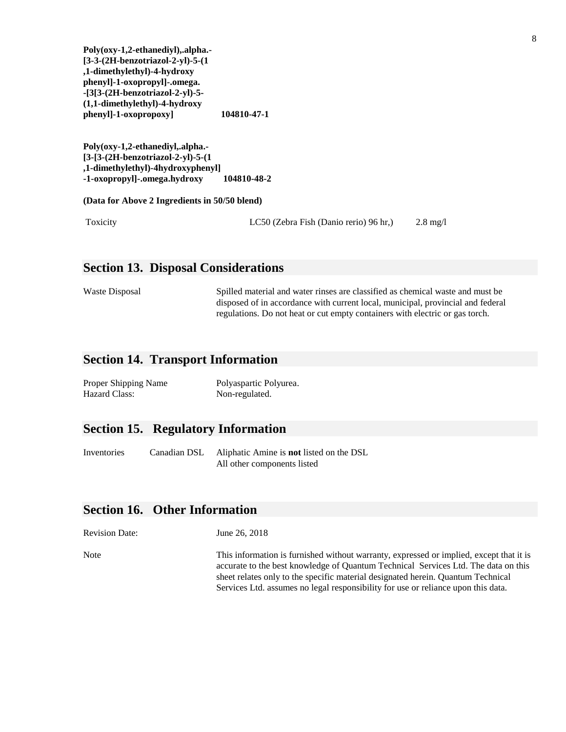**Poly(oxy-1,2-ethanediyl),.alpha.-[3-3-(2H-benzotriazol-2-yl)-5-(1,1-dimethylethyl)-4-hydroxy phenyl]-1-oxopropyl]-.omega.-[3[3-(2H-benzotriazol-2-yl)-5-(1,1-dimethylethyl)-4-hydroxy phenyl]-1-oxopropoxy]** **104810-47-1**

**Poly(oxy-1,2-ethanediyl,.alpha.-[3-[3-(2H-benzotriazol-2-yl)-5-(1,1-dimethylethyl)-4hydroxyphenyl]-1-oxopropyl]-.omega.hydroxy** **104810-48-2**

**(Data for Above 2 Ingredients in 50/50 blend)**

| | | |
|---|---|---|
| Toxicity | LC50 (Zebra Fish (Danio rerio) 96 hr,) | 2.8 mg/l |

## Section 13. Disposal Considerations

| | |
|---|---|
| Waste Disposal | Spilled material and water rinses are classified as chemical waste and must be disposed of in accordance with current local, municipal, provincial and federal regulations. Do not heat or cut empty containers with electric or gas torch. |

## Section 14. Transport Information

| | |
|---|---|
| Proper Shipping Name | Polyaspartic Polyurea. |
| Hazard Class: | Non-regulated. |

## Section 15. Regulatory Information

| | | |
|---|---|---|
| Inventories | Canadian DSL | Aliphatic Amine is **not** listed on the DSL<br>All other components listed |

## Section 16. Other Information

| | |
|---|---|
| Revision Date: | June 26, 2018 |
| Note | This information is furnished without warranty, expressed or implied, except that it is accurate to the best knowledge of Quantum Technical Services Ltd. The data on this sheet relates only to the specific material designated herein. Quantum Technical Services Ltd. assumes no legal responsibility for use or reliance upon this data. |